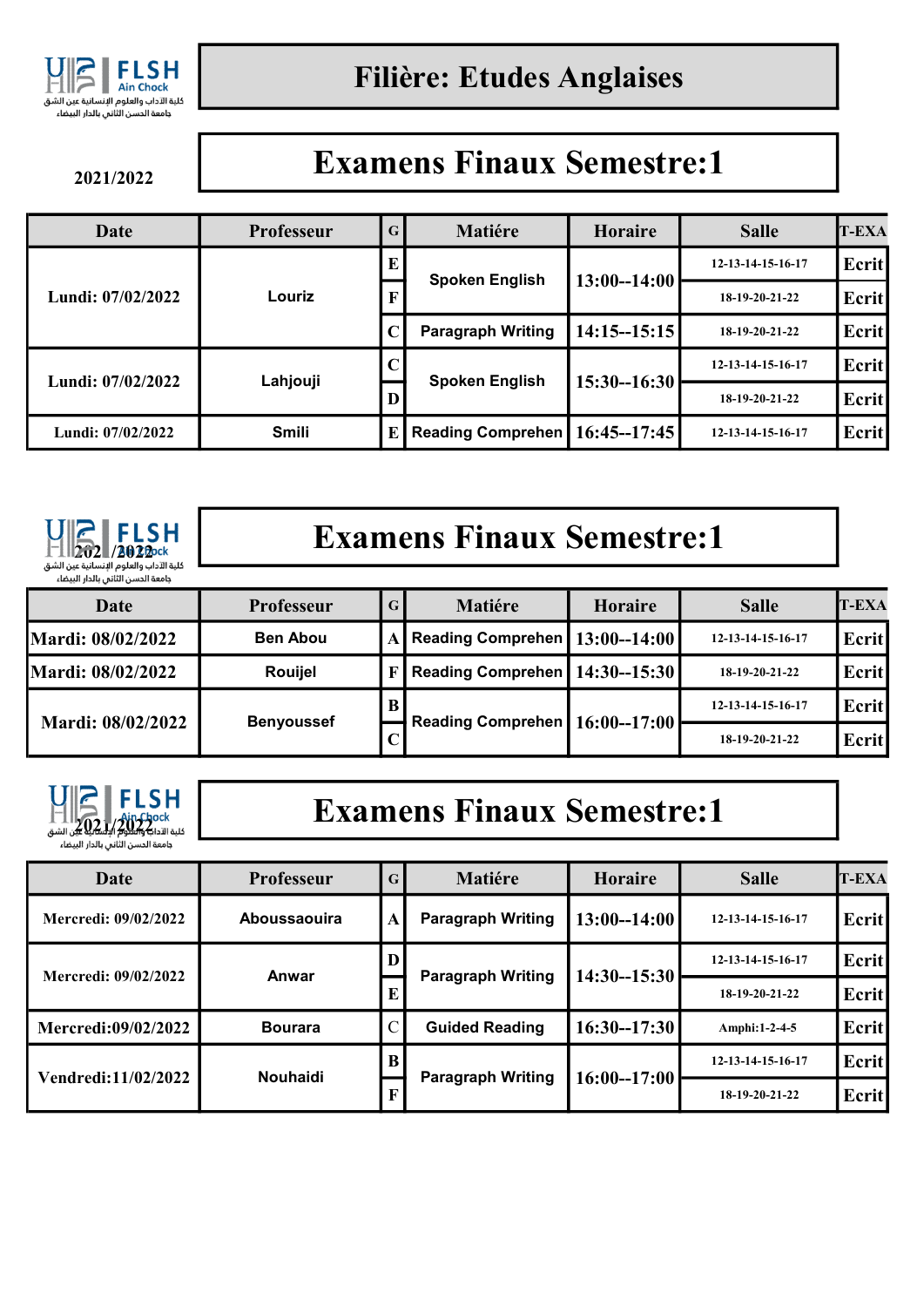FLSH Ain Chock
كلية الآداب والعلوم الإنسانية عين الشق
جامعة الحسن الثاني بالدار البيضاء

# Filière: Etudes Anglaises

2021/2022

## Examens Finaux Semestre:1

| Date | Professeur | G | Matiére | Horaire | Salle | T-EXA |
|---|---|---|---|---|---|---|
| Lundi: 07/02/2022 | Louriz | E | Spoken English | 13:00--14:00 | 12-13-14-15-16-17 | Ecrit |
| | | F | | | 18-19-20-21-22 | Ecrit |
| | | C | Paragraph Writing | 14:15--15:15 | 18-19-20-21-22 | Ecrit |
| Lundi: 07/02/2022 | Lahjouji | C | Spoken English | 15:30--16:30 | 12-13-14-15-16-17 | Ecrit |
| | | D | | | 18-19-20-21-22 | Ecrit |
| Lundi: 07/02/2022 | Smili | E | Reading Comprehen | 16:45--17:45 | 12-13-14-15-16-17 | Ecrit |

2021/2022

## Examens Finaux Semestre:1

| Date | Professeur | G | Matiére | Horaire | Salle | T-EXA |
|---|---|---|---|---|---|---|
| Mardi: 08/02/2022 | Ben Abou | A | Reading Comprehen | 13:00--14:00 | 12-13-14-15-16-17 | Ecrit |
| Mardi: 08/02/2022 | Rouijel | F | Reading Comprehen | 14:30--15:30 | 18-19-20-21-22 | Ecrit |
| Mardi: 08/02/2022 | Benyoussef | B | Reading Comprehen | 16:00--17:00 | 12-13-14-15-16-17 | Ecrit |
| | | C | | | 18-19-20-21-22 | Ecrit |

2021/2022

## Examens Finaux Semestre:1

| Date | Professeur | G | Matiére | Horaire | Salle | T-EXA |
|---|---|---|---|---|---|---|
| Mercredi: 09/02/2022 | Aboussaouira | A | Paragraph Writing | 13:00--14:00 | 12-13-14-15-16-17 | Ecrit |
| Mercredi: 09/02/2022 | Anwar | D | Paragraph Writing | 14:30--15:30 | 12-13-14-15-16-17 | Ecrit |
| | | E | | | 18-19-20-21-22 | Ecrit |
| Mercredi:09/02/2022 | Bourara | C | Guided Reading | 16:30--17:30 | Amphi:1-2-4-5 | Ecrit |
| Vendredi:11/02/2022 | Nouhaidi | B | Paragraph Writing | 16:00--17:00 | 12-13-14-15-16-17 | Ecrit |
| | | F | | | 18-19-20-21-22 | Ecrit |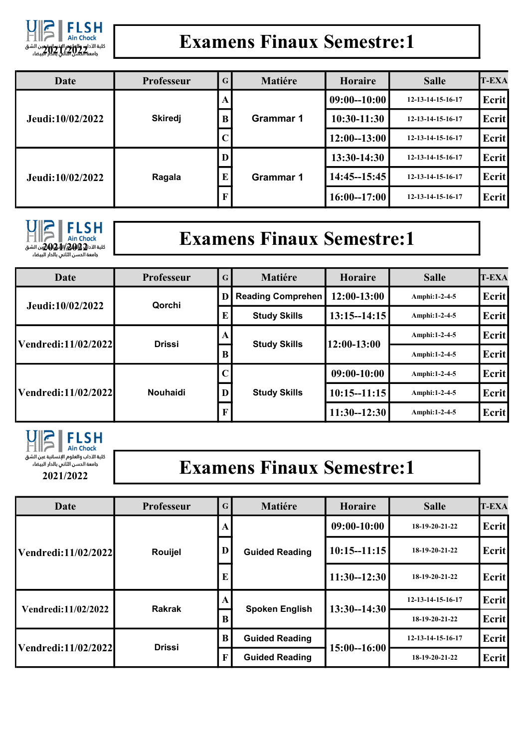FLSH Ain Chock
كلية الآداب والعلوم الإنسانية عين الشق
جامعة الحسن الثاني بالدار البيضاء
2021/2022

# Examens Finaux Semestre:1

| Date | Professeur | G | Matiére | Horaire | Salle | T-EXA |
|---|---|---|---|---|---|---|
| Jeudi:10/02/2022 | Skiredj | A | Grammar 1 | 09:00--10:00 | 12-13-14-15-16-17 | Ecrit |
| | | B | | 10:30-11:30 | 12-13-14-15-16-17 | Ecrit |
| | | C | | 12:00--13:00 | 12-13-14-15-16-17 | Ecrit |
| Jeudi:10/02/2022 | Ragala | D | Grammar 1 | 13:30-14:30 | 12-13-14-15-16-17 | Ecrit |
| | | E | | 14:45--15:45 | 12-13-14-15-16-17 | Ecrit |
| | | F | | 16:00--17:00 | 12-13-14-15-16-17 | Ecrit |

FLSH Ain Chock
كلية الآداب والعلوم الإنسانية عين الشق
جامعة الحسن الثاني بالدار البيضاء
2021/2022

# Examens Finaux Semestre:1

| Date | Professeur | G | Matiére | Horaire | Salle | T-EXA |
|---|---|---|---|---|---|---|
| Jeudi:10/02/2022 | Qorchi | D | Reading Comprehen | 12:00-13:00 | Amphi:1-2-4-5 | Ecrit |
| | | E | Study Skills | 13:15--14:15 | Amphi:1-2-4-5 | Ecrit |
| Vendredi:11/02/2022 | Drissi | A | Study Skills | 12:00-13:00 | Amphi:1-2-4-5 | Ecrit |
| | | B | | | Amphi:1-2-4-5 | Ecrit |
| Vendredi:11/02/2022 | Nouhaidi | C | Study Skills | 09:00--10:00 | Amphi:1-2-4-5 | Ecrit |
| | | D | | 10:15--11:15 | Amphi:1-2-4-5 | Ecrit |
| | | F | | 11:30--12:30 | Amphi:1-2-4-5 | Ecrit |

FLSH Ain Chock
كلية الآداب والعلوم الإنسانية عين الشق
جامعة الحسن الثاني بالدار البيضاء
2021/2022

# Examens Finaux Semestre:1

| Date | Professeur | G | Matiére | Horaire | Salle | T-EXA |
|---|---|---|---|---|---|---|
| Vendredi:11/02/2022 | Rouijel | A | Guided Reading | 09:00--10:00 | 18-19-20-21-22 | Ecrit |
| | | D | | 10:15--11:15 | 18-19-20-21-22 | Ecrit |
| | | E | | 11:30--12:30 | 18-19-20-21-22 | Ecrit |
| Vendredi:11/02/2022 | Rakrak | A | Spoken English | 13:30--14:30 | 12-13-14-15-16-17 | Ecrit |
| | | B | | | 18-19-20-21-22 | Ecrit |
| Vendredi:11/02/2022 | Drissi | B | Guided Reading | 15:00--16:00 | 12-13-14-15-16-17 | Ecrit |
| | | F | Guided Reading | | 18-19-20-21-22 | Ecrit |